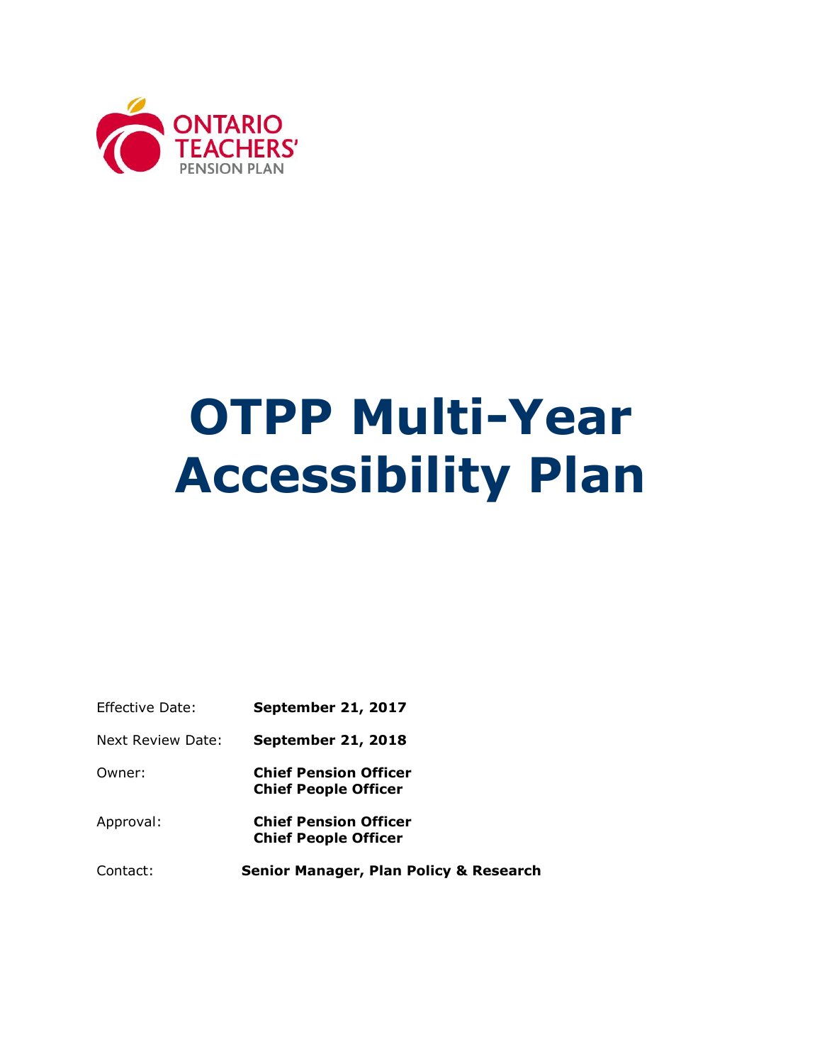ONTARIO TEACHERS' PENSION PLAN

# OTPP Multi-Year Accessibility Plan

| | |
|---|---|
| Effective Date: | **September 21, 2017** |
| Next Review Date: | **September 21, 2018** |
| Owner: | **Chief Pension Officer**<br>**Chief People Officer** |
| Approval: | **Chief Pension Officer**<br>**Chief People Officer** |
| Contact: | **Senior Manager, Plan Policy & Research** |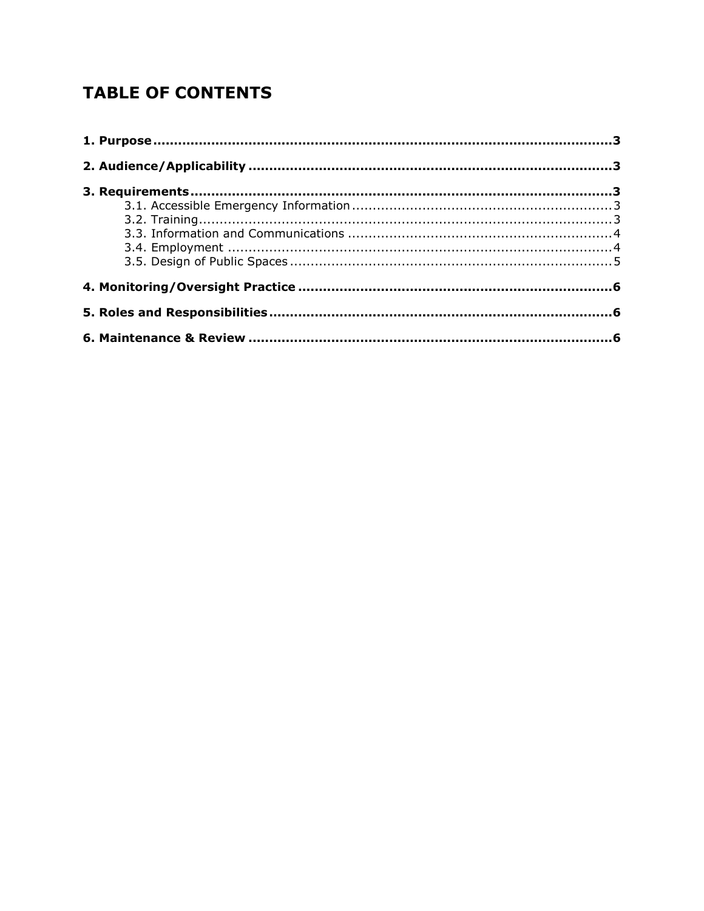# TABLE OF CONTENTS

**1. Purpose** ..... **3**

**2. Audience/Applicability** ..... **3**

**3. Requirements** ..... **3**

- 3.1. Accessible Emergency Information ..... 3
- 3.2. Training ..... 3
- 3.3. Information and Communications ..... 4
- 3.4. Employment ..... 4
- 3.5. Design of Public Spaces ..... 5

**4. Monitoring/Oversight Practice** ..... **6**

**5. Roles and Responsibilities** ..... **6**

**6. Maintenance & Review** ..... **6**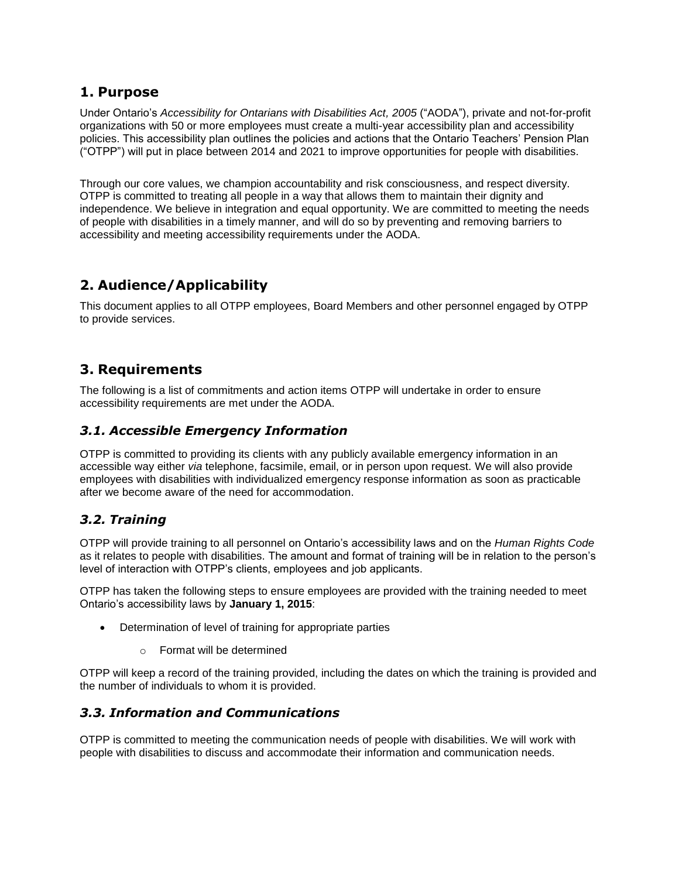## 1. Purpose

Under Ontario's *Accessibility for Ontarians with Disabilities Act, 2005* ("AODA"), private and not-for-profit organizations with 50 or more employees must create a multi-year accessibility plan and accessibility policies. This accessibility plan outlines the policies and actions that the Ontario Teachers' Pension Plan ("OTPP") will put in place between 2014 and 2021 to improve opportunities for people with disabilities.

Through our core values, we champion accountability and risk consciousness, and respect diversity. OTPP is committed to treating all people in a way that allows them to maintain their dignity and independence. We believe in integration and equal opportunity. We are committed to meeting the needs of people with disabilities in a timely manner, and will do so by preventing and removing barriers to accessibility and meeting accessibility requirements under the AODA.

## 2. Audience/Applicability

This document applies to all OTPP employees, Board Members and other personnel engaged by OTPP to provide services.

## 3. Requirements

The following is a list of commitments and action items OTPP will undertake in order to ensure accessibility requirements are met under the AODA.

### *3.1. Accessible Emergency Information*

OTPP is committed to providing its clients with any publicly available emergency information in an accessible way either *via* telephone, facsimile, email, or in person upon request. We will also provide employees with disabilities with individualized emergency response information as soon as practicable after we become aware of the need for accommodation.

### *3.2. Training*

OTPP will provide training to all personnel on Ontario's accessibility laws and on the *Human Rights Code* as it relates to people with disabilities. The amount and format of training will be in relation to the person's level of interaction with OTPP's clients, employees and job applicants.

OTPP has taken the following steps to ensure employees are provided with the training needed to meet Ontario's accessibility laws by **January 1, 2015**:

- Determination of level of training for appropriate parties
    - Format will be determined

OTPP will keep a record of the training provided, including the dates on which the training is provided and the number of individuals to whom it is provided.

### *3.3. Information and Communications*

OTPP is committed to meeting the communication needs of people with disabilities. We will work with people with disabilities to discuss and accommodate their information and communication needs.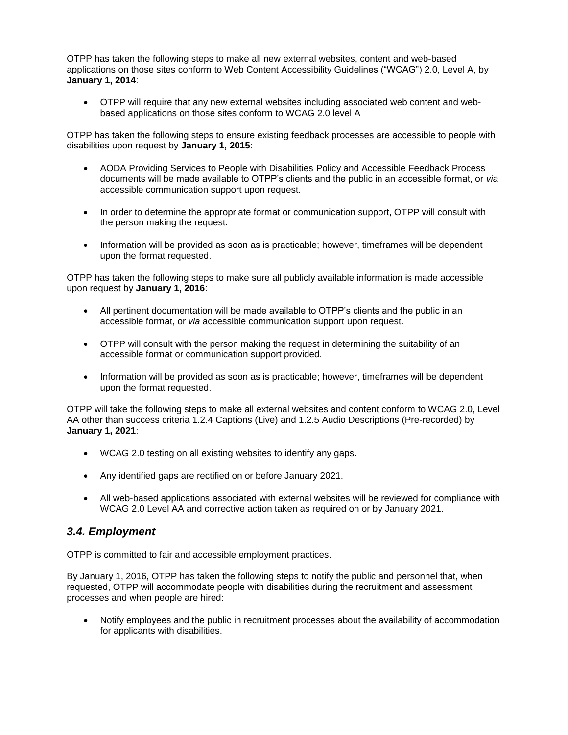OTPP has taken the following steps to make all new external websites, content and web-based applications on those sites conform to Web Content Accessibility Guidelines ("WCAG") 2.0, Level A, by **January 1, 2014**:

- OTPP will require that any new external websites including associated web content and web-based applications on those sites conform to WCAG 2.0 level A

OTPP has taken the following steps to ensure existing feedback processes are accessible to people with disabilities upon request by **January 1, 2015**:

- AODA Providing Services to People with Disabilities Policy and Accessible Feedback Process documents will be made available to OTPP's clients and the public in an accessible format, or *via* accessible communication support upon request.

- In order to determine the appropriate format or communication support, OTPP will consult with the person making the request.

- Information will be provided as soon as is practicable; however, timeframes will be dependent upon the format requested.

OTPP has taken the following steps to make sure all publicly available information is made accessible upon request by **January 1, 2016**:

- All pertinent documentation will be made available to OTPP's clients and the public in an accessible format, or *via* accessible communication support upon request.

- OTPP will consult with the person making the request in determining the suitability of an accessible format or communication support provided.

- Information will be provided as soon as is practicable; however, timeframes will be dependent upon the format requested.

OTPP will take the following steps to make all external websites and content conform to WCAG 2.0, Level AA other than success criteria 1.2.4 Captions (Live) and 1.2.5 Audio Descriptions (Pre-recorded) by **January 1, 2021**:

- WCAG 2.0 testing on all existing websites to identify any gaps.

- Any identified gaps are rectified on or before January 2021.

- All web-based applications associated with external websites will be reviewed for compliance with WCAG 2.0 Level AA and corrective action taken as required on or by January 2021.

### *3.4. Employment*

OTPP is committed to fair and accessible employment practices.

By January 1, 2016, OTPP has taken the following steps to notify the public and personnel that, when requested, OTPP will accommodate people with disabilities during the recruitment and assessment processes and when people are hired:

- Notify employees and the public in recruitment processes about the availability of accommodation for applicants with disabilities.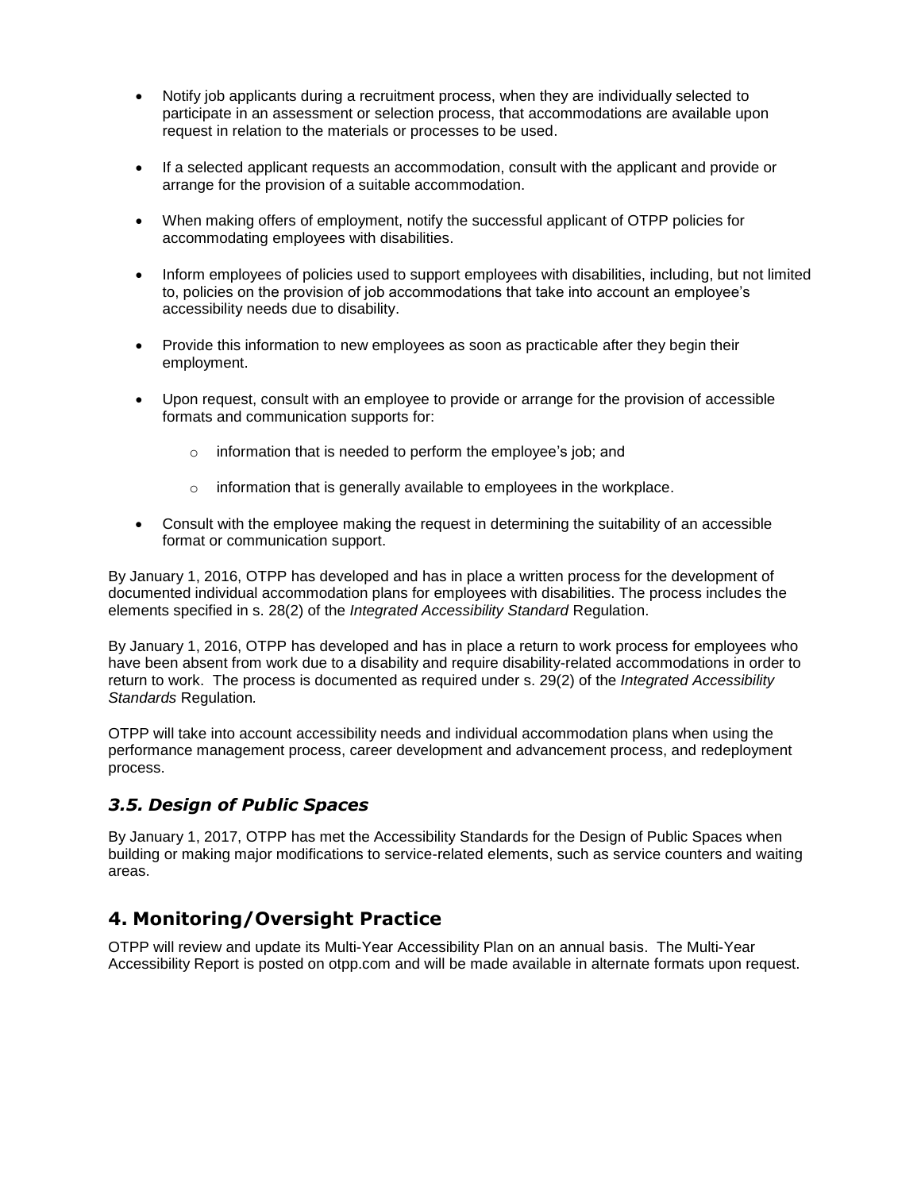- Notify job applicants during a recruitment process, when they are individually selected to participate in an assessment or selection process, that accommodations are available upon request in relation to the materials or processes to be used.

- If a selected applicant requests an accommodation, consult with the applicant and provide or arrange for the provision of a suitable accommodation.

- When making offers of employment, notify the successful applicant of OTPP policies for accommodating employees with disabilities.

- Inform employees of policies used to support employees with disabilities, including, but not limited to, policies on the provision of job accommodations that take into account an employee's accessibility needs due to disability.

- Provide this information to new employees as soon as practicable after they begin their employment.

- Upon request, consult with an employee to provide or arrange for the provision of accessible formats and communication supports for:

    - information that is needed to perform the employee's job; and

    - information that is generally available to employees in the workplace.

- Consult with the employee making the request in determining the suitability of an accessible format or communication support.

By January 1, 2016, OTPP has developed and has in place a written process for the development of documented individual accommodation plans for employees with disabilities. The process includes the elements specified in s. 28(2) of the *Integrated Accessibility Standard* Regulation.

By January 1, 2016, OTPP has developed and has in place a return to work process for employees who have been absent from work due to a disability and require disability-related accommodations in order to return to work. The process is documented as required under s. 29(2) of the *Integrated Accessibility Standards* Regulation*.*

OTPP will take into account accessibility needs and individual accommodation plans when using the performance management process, career development and advancement process, and redeployment process.

### *3.5. Design of Public Spaces*

By January 1, 2017, OTPP has met the Accessibility Standards for the Design of Public Spaces when building or making major modifications to service-related elements, such as service counters and waiting areas.

## 4. Monitoring/Oversight Practice

OTPP will review and update its Multi-Year Accessibility Plan on an annual basis. The Multi-Year Accessibility Report is posted on otpp.com and will be made available in alternate formats upon request.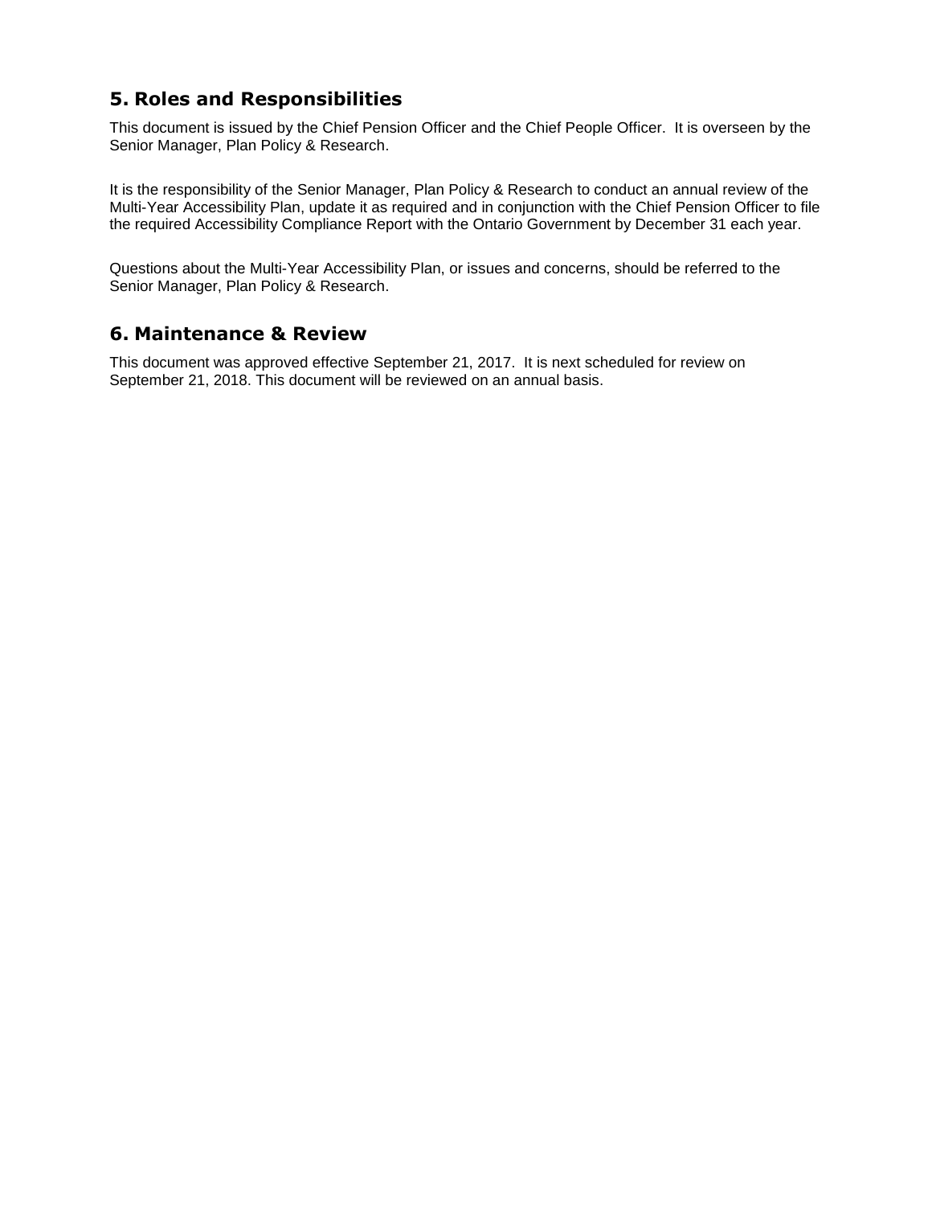## 5. Roles and Responsibilities

This document is issued by the Chief Pension Officer and the Chief People Officer. It is overseen by the Senior Manager, Plan Policy & Research.

It is the responsibility of the Senior Manager, Plan Policy & Research to conduct an annual review of the Multi-Year Accessibility Plan, update it as required and in conjunction with the Chief Pension Officer to file the required Accessibility Compliance Report with the Ontario Government by December 31 each year.

Questions about the Multi-Year Accessibility Plan, or issues and concerns, should be referred to the Senior Manager, Plan Policy & Research.

## 6. Maintenance & Review

This document was approved effective September 21, 2017. It is next scheduled for review on September 21, 2018. This document will be reviewed on an annual basis.